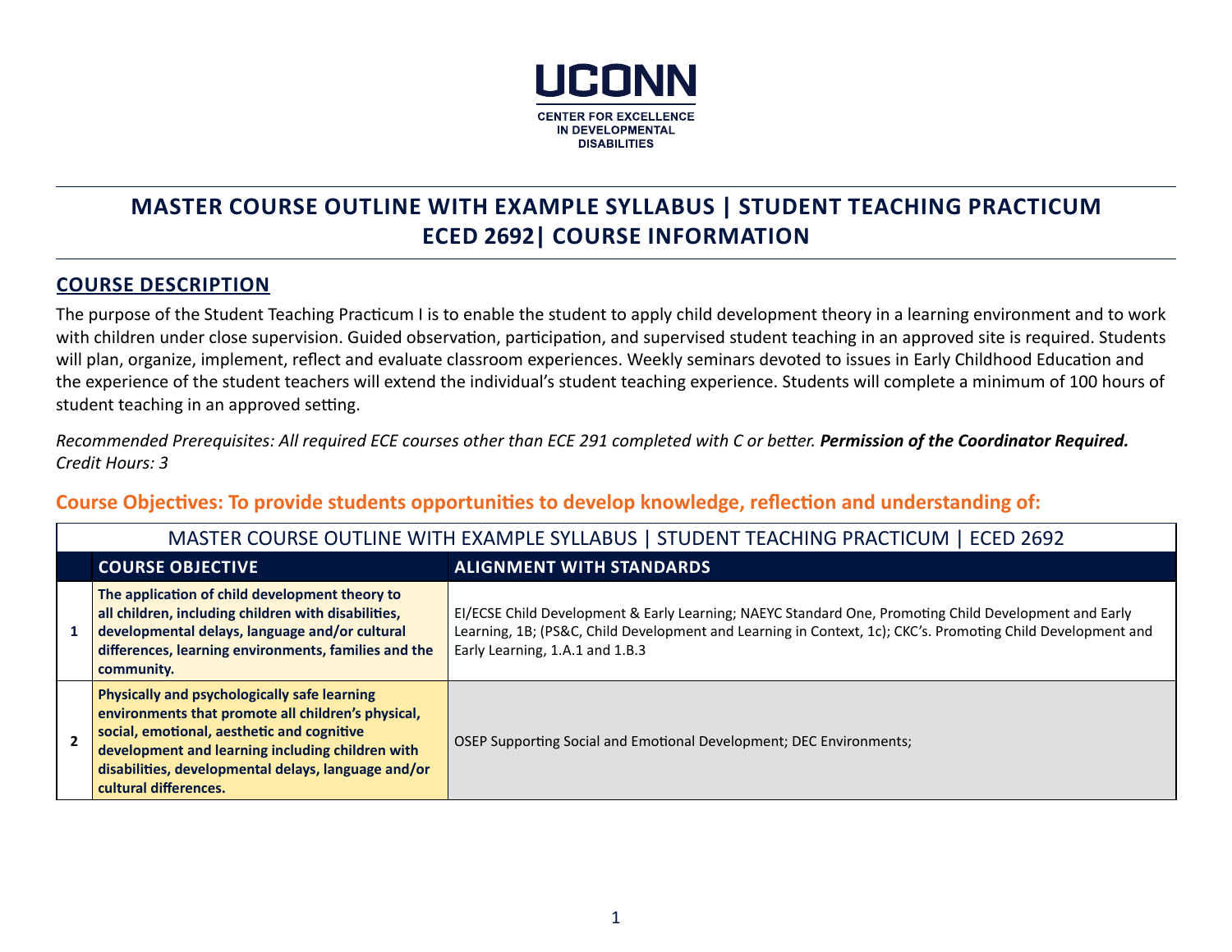UCONN

CENTER FOR EXCELLENCE IN DEVELOPMENTAL DISABILITIES

# MASTER COURSE OUTLINE WITH EXAMPLE SYLLABUS | STUDENT TEACHING PRACTICUM ECED 2692| COURSE INFORMATION

## COURSE DESCRIPTION

The purpose of the Student Teaching Practicum I is to enable the student to apply child development theory in a learning environment and to work with children under close supervision. Guided observation, participation, and supervised student teaching in an approved site is required. Students will plan, organize, implement, reflect and evaluate classroom experiences. Weekly seminars devoted to issues in Early Childhood Education and the experience of the student teachers will extend the individual's student teaching experience. Students will complete a minimum of 100 hours of student teaching in an approved setting.

*Recommended Prerequisites: All required ECE courses other than ECE 291 completed with C or better.* ***Permission of the Coordinator Required.*** *Credit Hours: 3*

### Course Objectives: To provide students opportunities to develop knowledge, reflection and understanding of:

MASTER COURSE OUTLINE WITH EXAMPLE SYLLABUS | STUDENT TEACHING PRACTICUM | ECED 2692

| | COURSE OBJECTIVE | ALIGNMENT WITH STANDARDS |
|---|---|---|
| 1 | **The application of child development theory to all children, including children with disabilities, developmental delays, language and/or cultural differences, learning environments, families and the community.** | EI/ECSE Child Development & Early Learning; NAEYC Standard One, Promoting Child Development and Early Learning, 1B; (PS&C, Child Development and Learning in Context, 1c); CKC's. Promoting Child Development and Early Learning, 1.A.1 and 1.B.3 |
| 2 | **Physically and psychologically safe learning environments that promote all children's physical, social, emotional, aesthetic and cognitive development and learning including children with disabilities, developmental delays, language and/or cultural differences.** | OSEP Supporting Social and Emotional Development; DEC Environments; |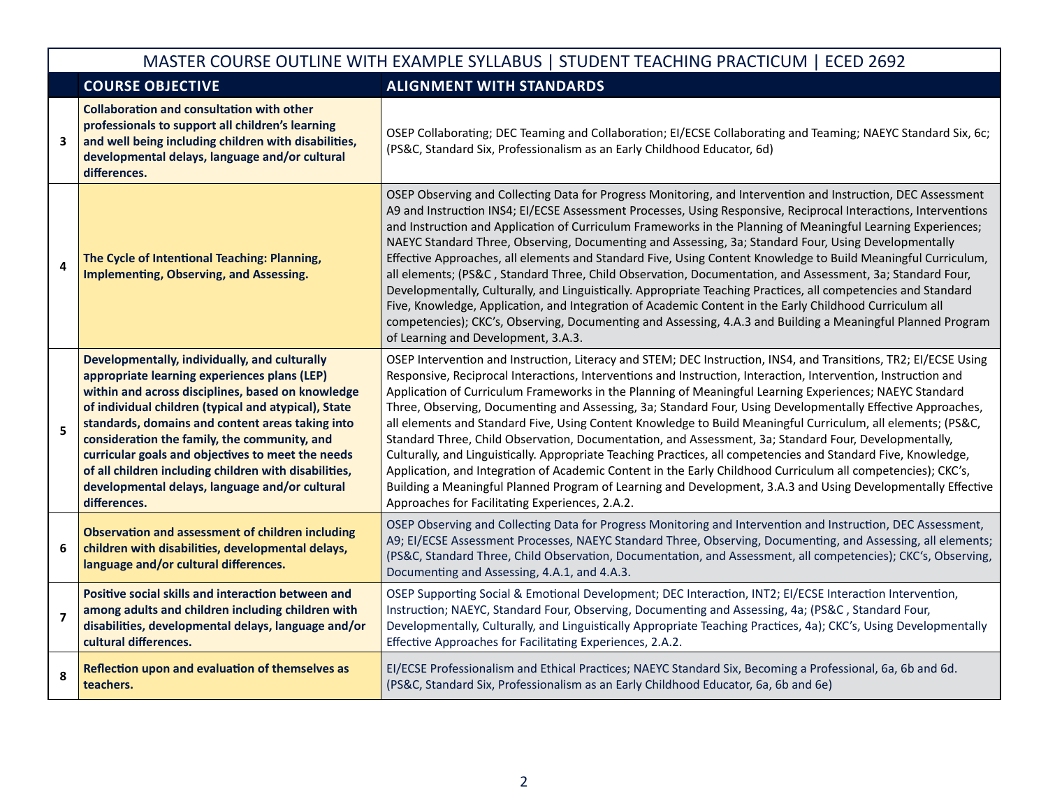| | MASTER COURSE OUTLINE WITH EXAMPLE SYLLABUS \| STUDENT TEACHING PRACTICUM \| ECED 2692 | |
|---|---|---|
| | **COURSE OBJECTIVE** | **ALIGNMENT WITH STANDARDS** |
| **3** | **Collaboration and consultation with other professionals to support all children's learning and well being including children with disabilities, developmental delays, language and/or cultural differences.** | OSEP Collaborating; DEC Teaming and Collaboration; EI/ECSE Collaborating and Teaming; NAEYC Standard Six, 6c; (PS&C, Standard Six, Professionalism as an Early Childhood Educator, 6d) |
| **4** | **The Cycle of Intentional Teaching: Planning, Implementing, Observing, and Assessing.** | OSEP Observing and Collecting Data for Progress Monitoring, and Intervention and Instruction, DEC Assessment A9 and Instruction INS4; EI/ECSE Assessment Processes, Using Responsive, Reciprocal Interactions, Interventions and Instruction and Application of Curriculum Frameworks in the Planning of Meaningful Learning Experiences; NAEYC Standard Three, Observing, Documenting and Assessing, 3a; Standard Four, Using Developmentally Effective Approaches, all elements and Standard Five, Using Content Knowledge to Build Meaningful Curriculum, all elements; (PS&C , Standard Three, Child Observation, Documentation, and Assessment, 3a; Standard Four, Developmentally, Culturally, and Linguistically. Appropriate Teaching Practices, all competencies and Standard Five, Knowledge, Application, and Integration of Academic Content in the Early Childhood Curriculum all competencies); CKC's, Observing, Documenting and Assessing, 4.A.3 and Building a Meaningful Planned Program of Learning and Development, 3.A.3. |
| **5** | **Developmentally, individually, and culturally appropriate learning experiences plans (LEP) within and across disciplines, based on knowledge of individual children (typical and atypical), State standards, domains and content areas taking into consideration the family, the community, and curricular goals and objectives to meet the needs of all children including children with disabilities, developmental delays, language and/or cultural differences.** | OSEP Intervention and Instruction, Literacy and STEM; DEC Instruction, INS4, and Transitions, TR2; EI/ECSE Using Responsive, Reciprocal Interactions, Interventions and Instruction, Interaction, Intervention, Instruction and Application of Curriculum Frameworks in the Planning of Meaningful Learning Experiences; NAEYC Standard Three, Observing, Documenting and Assessing, 3a; Standard Four, Using Developmentally Effective Approaches, all elements and Standard Five, Using Content Knowledge to Build Meaningful Curriculum, all elements; (PS&C, Standard Three, Child Observation, Documentation, and Assessment, 3a; Standard Four, Developmentally, Culturally, and Linguistically. Appropriate Teaching Practices, all competencies and Standard Five, Knowledge, Application, and Integration of Academic Content in the Early Childhood Curriculum all competencies); CKC's, Building a Meaningful Planned Program of Learning and Development, 3.A.3 and Using Developmentally Effective Approaches for Facilitating Experiences, 2.A.2. |
| **6** | **Observation and assessment of children including children with disabilities, developmental delays, language and/or cultural differences.** | OSEP Observing and Collecting Data for Progress Monitoring and Intervention and Instruction, DEC Assessment, A9; EI/ECSE Assessment Processes, NAEYC Standard Three, Observing, Documenting, and Assessing, all elements; (PS&C, Standard Three, Child Observation, Documentation, and Assessment, all competencies); CKC's, Observing, Documenting and Assessing, 4.A.1, and 4.A.3. |
| **7** | **Positive social skills and interaction between and among adults and children including children with disabilities, developmental delays, language and/or cultural differences.** | OSEP Supporting Social & Emotional Development; DEC Interaction, INT2; EI/ECSE Interaction Intervention, Instruction; NAEYC, Standard Four, Observing, Documenting and Assessing, 4a; (PS&C , Standard Four, Developmentally, Culturally, and Linguistically Appropriate Teaching Practices, 4a); CKC's, Using Developmentally Effective Approaches for Facilitating Experiences, 2.A.2. |
| **8** | **Reflection upon and evaluation of themselves as teachers.** | EI/ECSE Professionalism and Ethical Practices; NAEYC Standard Six, Becoming a Professional, 6a, 6b and 6d. (PS&C, Standard Six, Professionalism as an Early Childhood Educator, 6a, 6b and 6e) |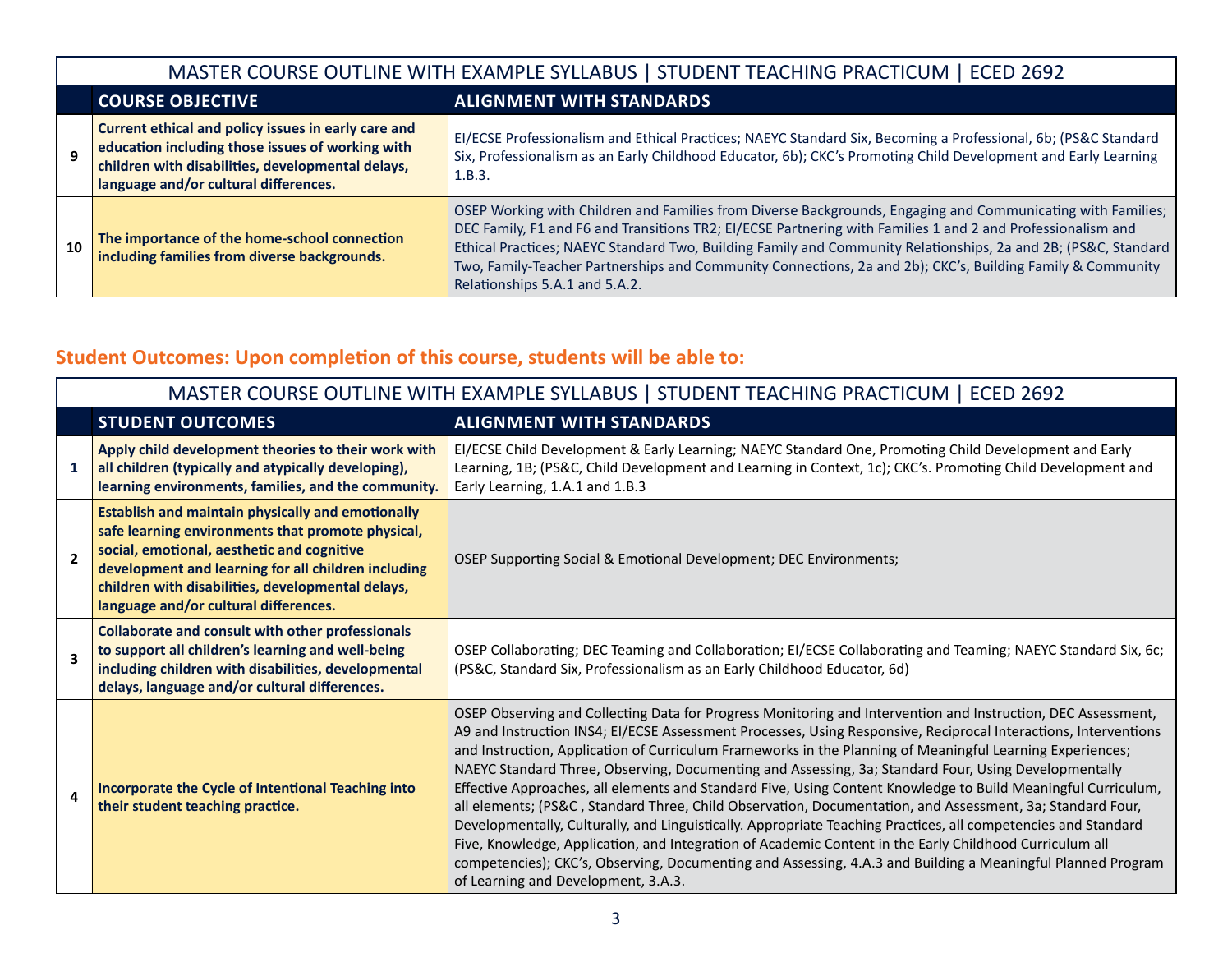| MASTER COURSE OUTLINE WITH EXAMPLE SYLLABUS \| STUDENT TEACHING PRACTICUM \| ECED 2692 | | |
|---|---|---|
| | **COURSE OBJECTIVE** | **ALIGNMENT WITH STANDARDS** |
| **9** | **Current ethical and policy issues in early care and education including those issues of working with children with disabilities, developmental delays, language and/or cultural differences.** | EI/ECSE Professionalism and Ethical Practices; NAEYC Standard Six, Becoming a Professional, 6b; (PS&C Standard Six, Professionalism as an Early Childhood Educator, 6b); CKC's Promoting Child Development and Early Learning 1.B.3. |
| **10** | **The importance of the home-school connection including families from diverse backgrounds.** | OSEP Working with Children and Families from Diverse Backgrounds, Engaging and Communicating with Families; DEC Family, F1 and F6 and Transitions TR2; EI/ECSE Partnering with Families 1 and 2 and Professionalism and Ethical Practices; NAEYC Standard Two, Building Family and Community Relationships, 2a and 2B; (PS&C, Standard Two, Family-Teacher Partnerships and Community Connections, 2a and 2b); CKC's, Building Family & Community Relationships 5.A.1 and 5.A.2. |

## Student Outcomes: Upon completion of this course, students will be able to:

| MASTER COURSE OUTLINE WITH EXAMPLE SYLLABUS \| STUDENT TEACHING PRACTICUM \| ECED 2692 | | |
|---|---|---|
| | **STUDENT OUTCOMES** | **ALIGNMENT WITH STANDARDS** |
| **1** | **Apply child development theories to their work with all children (typically and atypically developing), learning environments, families, and the community.** | EI/ECSE Child Development & Early Learning; NAEYC Standard One, Promoting Child Development and Early Learning, 1B; (PS&C, Child Development and Learning in Context, 1c); CKC's. Promoting Child Development and Early Learning, 1.A.1 and 1.B.3 |
| **2** | **Establish and maintain physically and emotionally safe learning environments that promote physical, social, emotional, aesthetic and cognitive development and learning for all children including children with disabilities, developmental delays, language and/or cultural differences.** | OSEP Supporting Social & Emotional Development; DEC Environments; |
| **3** | **Collaborate and consult with other professionals to support all children's learning and well-being including children with disabilities, developmental delays, language and/or cultural differences.** | OSEP Collaborating; DEC Teaming and Collaboration; EI/ECSE Collaborating and Teaming; NAEYC Standard Six, 6c; (PS&C, Standard Six, Professionalism as an Early Childhood Educator, 6d) |
| **4** | **Incorporate the Cycle of Intentional Teaching into their student teaching practice.** | OSEP Observing and Collecting Data for Progress Monitoring and Intervention and Instruction, DEC Assessment, A9 and Instruction INS4; EI/ECSE Assessment Processes, Using Responsive, Reciprocal Interactions, Interventions and Instruction, Application of Curriculum Frameworks in the Planning of Meaningful Learning Experiences; NAEYC Standard Three, Observing, Documenting and Assessing, 3a; Standard Four, Using Developmentally Effective Approaches, all elements and Standard Five, Using Content Knowledge to Build Meaningful Curriculum, all elements; (PS&C , Standard Three, Child Observation, Documentation, and Assessment, 3a; Standard Four, Developmentally, Culturally, and Linguistically. Appropriate Teaching Practices, all competencies and Standard Five, Knowledge, Application, and Integration of Academic Content in the Early Childhood Curriculum all competencies); CKC's, Observing, Documenting and Assessing, 4.A.3 and Building a Meaningful Planned Program of Learning and Development, 3.A.3. |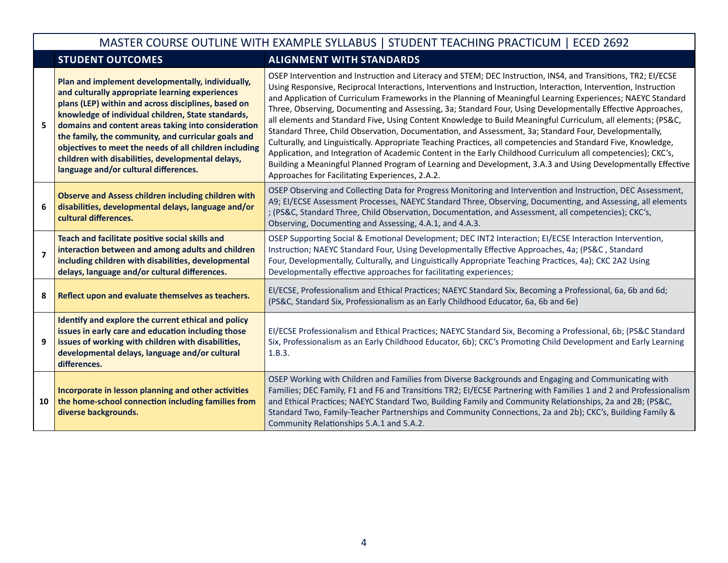| | MASTER COURSE OUTLINE WITH EXAMPLE SYLLABUS \| STUDENT TEACHING PRACTICUM \| ECED 2692 | |
|---|---|---|
| | **STUDENT OUTCOMES** | **ALIGNMENT WITH STANDARDS** |
| **5** | **Plan and implement developmentally, individually, and culturally appropriate learning experiences plans (LEP) within and across disciplines, based on knowledge of individual children, State standards, domains and content areas taking into consideration the family, the community, and curricular goals and objectives to meet the needs of all children including children with disabilities, developmental delays, language and/or cultural differences.** | OSEP Intervention and Instruction and Literacy and STEM; DEC Instruction, INS4, and Transitions, TR2; EI/ECSE Using Responsive, Reciprocal Interactions, Interventions and Instruction, Interaction, Intervention, Instruction and Application of Curriculum Frameworks in the Planning of Meaningful Learning Experiences; NAEYC Standard Three, Observing, Documenting and Assessing, 3a; Standard Four, Using Developmentally Effective Approaches, all elements and Standard Five, Using Content Knowledge to Build Meaningful Curriculum, all elements; (PS&C, Standard Three, Child Observation, Documentation, and Assessment, 3a; Standard Four, Developmentally, Culturally, and Linguistically. Appropriate Teaching Practices, all competencies and Standard Five, Knowledge, Application, and Integration of Academic Content in the Early Childhood Curriculum all competencies); CKC's, Building a Meaningful Planned Program of Learning and Development, 3.A.3 and Using Developmentally Effective Approaches for Facilitating Experiences, 2.A.2. |
| **6** | **Observe and Assess children including children with disabilities, developmental delays, language and/or cultural differences.** | OSEP Observing and Collecting Data for Progress Monitoring and Intervention and Instruction, DEC Assessment, A9; EI/ECSE Assessment Processes, NAEYC Standard Three, Observing, Documenting, and Assessing, all elements ; (PS&C, Standard Three, Child Observation, Documentation, and Assessment, all competencies); CKC's, Observing, Documenting and Assessing, 4.A.1, and 4.A.3. |
| **7** | **Teach and facilitate positive social skills and interaction between and among adults and children including children with disabilities, developmental delays and/or language and/or cultural differences.** | OSEP Supporting Social & Emotional Development; DEC INT2 Interaction; EI/ECSE Interaction Intervention, Instruction; NAEYC Standard Four, Using Developmentally Effective Approaches, 4a; (PS&C , Standard Four, Developmentally, Culturally, and Linguistically Appropriate Teaching Practices, 4a); CKC 2A2 Using Developmentally effective approaches for facilitating experiences; |
| **8** | **Reflect upon and evaluate themselves as teachers.** | EI/ECSE, Professionalism and Ethical Practices; NAEYC Standard Six, Becoming a Professional, 6a, 6b and 6d; (PS&C, Standard Six, Professionalism as an Early Childhood Educator, 6a, 6b and 6e) |
| **9** | **Identify and explore the current ethical and policy issues in early care and education including those issues of working with children with disabilities, developmental delays, language and/or cultural differences.** | EI/ECSE Professionalism and Ethical Practices; NAEYC Standard Six, Becoming a Professional, 6b; (PS&C Standard Six, Professionalism as an Early Childhood Educator, 6b); CKC's Promoting Child Development and Early Learning 1.B.3. |
| **10** | **Incorporate in lesson planning and other activities the home-school connection including families from diverse backgrounds.** | OSEP Working with Children and Families from Diverse Backgrounds and Engaging and Communicating with Families; DEC Family, F1 and F6 and Transitions TR2; EI/ECSE Partnering with Families 1 and 2 and Professionalism and Ethical Practices; NAEYC Standard Two, Building Family and Community Relationships, 2a and 2B; (PS&C, Standard Two, Family-Teacher Partnerships and Community Connections, 2a and 2b); CKC's, Building Family & Community Relationships 5.A.1 and 5.A.2. |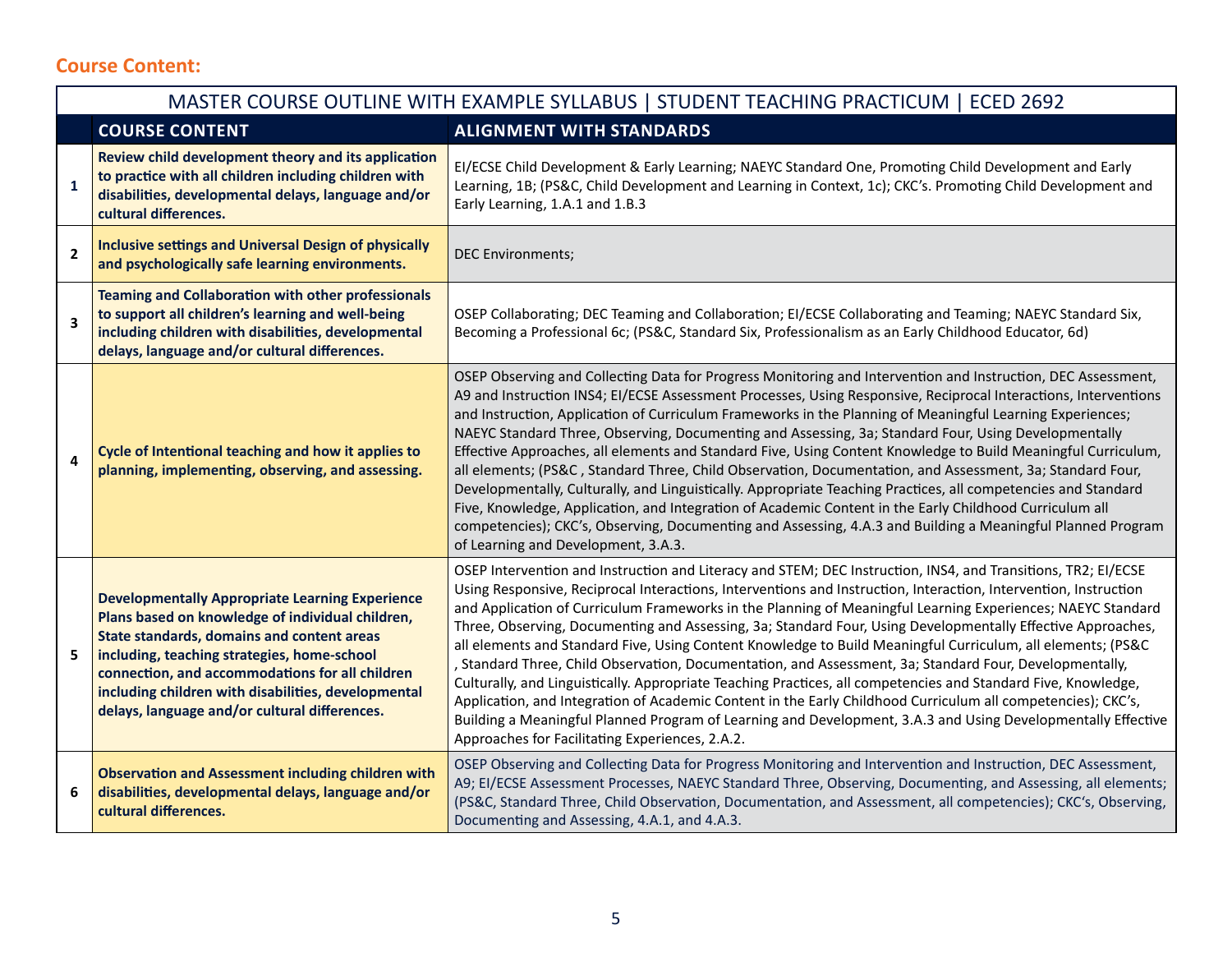## Course Content:

| MASTER COURSE OUTLINE WITH EXAMPLE SYLLABUS \| STUDENT TEACHING PRACTICUM \| ECED 2692 | | |
|---|---|---|
| | **COURSE CONTENT** | **ALIGNMENT WITH STANDARDS** |
| **1** | **Review child development theory and its application to practice with all children including children with disabilities, developmental delays, language and/or cultural differences.** | EI/ECSE Child Development & Early Learning; NAEYC Standard One, Promoting Child Development and Early Learning, 1B; (PS&C, Child Development and Learning in Context, 1c); CKC's. Promoting Child Development and Early Learning, 1.A.1 and 1.B.3 |
| **2** | **Inclusive settings and Universal Design of physically and psychologically safe learning environments.** | DEC Environments; |
| **3** | **Teaming and Collaboration with other professionals to support all children's learning and well-being including children with disabilities, developmental delays, language and/or cultural differences.** | OSEP Collaborating; DEC Teaming and Collaboration; EI/ECSE Collaborating and Teaming; NAEYC Standard Six, Becoming a Professional 6c; (PS&C, Standard Six, Professionalism as an Early Childhood Educator, 6d) |
| **4** | **Cycle of Intentional teaching and how it applies to planning, implementing, observing, and assessing.** | OSEP Observing and Collecting Data for Progress Monitoring and Intervention and Instruction, DEC Assessment, A9 and Instruction INS4; EI/ECSE Assessment Processes, Using Responsive, Reciprocal Interactions, Interventions and Instruction, Application of Curriculum Frameworks in the Planning of Meaningful Learning Experiences; NAEYC Standard Three, Observing, Documenting and Assessing, 3a; Standard Four, Using Developmentally Effective Approaches, all elements and Standard Five, Using Content Knowledge to Build Meaningful Curriculum, all elements; (PS&C , Standard Three, Child Observation, Documentation, and Assessment, 3a; Standard Four, Developmentally, Culturally, and Linguistically. Appropriate Teaching Practices, all competencies and Standard Five, Knowledge, Application, and Integration of Academic Content in the Early Childhood Curriculum all competencies); CKC's, Observing, Documenting and Assessing, 4.A.3 and Building a Meaningful Planned Program of Learning and Development, 3.A.3. |
| **5** | **Developmentally Appropriate Learning Experience Plans based on knowledge of individual children, State standards, domains and content areas including, teaching strategies, home-school connection, and accommodations for all children including children with disabilities, developmental delays, language and/or cultural differences.** | OSEP Intervention and Instruction and Literacy and STEM; DEC Instruction, INS4, and Transitions, TR2; EI/ECSE Using Responsive, Reciprocal Interactions, Interventions and Instruction, Interaction, Intervention, Instruction and Application of Curriculum Frameworks in the Planning of Meaningful Learning Experiences; NAEYC Standard Three, Observing, Documenting and Assessing, 3a; Standard Four, Using Developmentally Effective Approaches, all elements and Standard Five, Using Content Knowledge to Build Meaningful Curriculum, all elements; (PS&C , Standard Three, Child Observation, Documentation, and Assessment, 3a; Standard Four, Developmentally, Culturally, and Linguistically. Appropriate Teaching Practices, all competencies and Standard Five, Knowledge, Application, and Integration of Academic Content in the Early Childhood Curriculum all competencies); CKC's, Building a Meaningful Planned Program of Learning and Development, 3.A.3 and Using Developmentally Effective Approaches for Facilitating Experiences, 2.A.2. |
| **6** | **Observation and Assessment including children with disabilities, developmental delays, language and/or cultural differences.** | OSEP Observing and Collecting Data for Progress Monitoring and Intervention and Instruction, DEC Assessment, A9; EI/ECSE Assessment Processes, NAEYC Standard Three, Observing, Documenting, and Assessing, all elements; (PS&C, Standard Three, Child Observation, Documentation, and Assessment, all competencies); CKC's, Observing, Documenting and Assessing, 4.A.1, and 4.A.3. |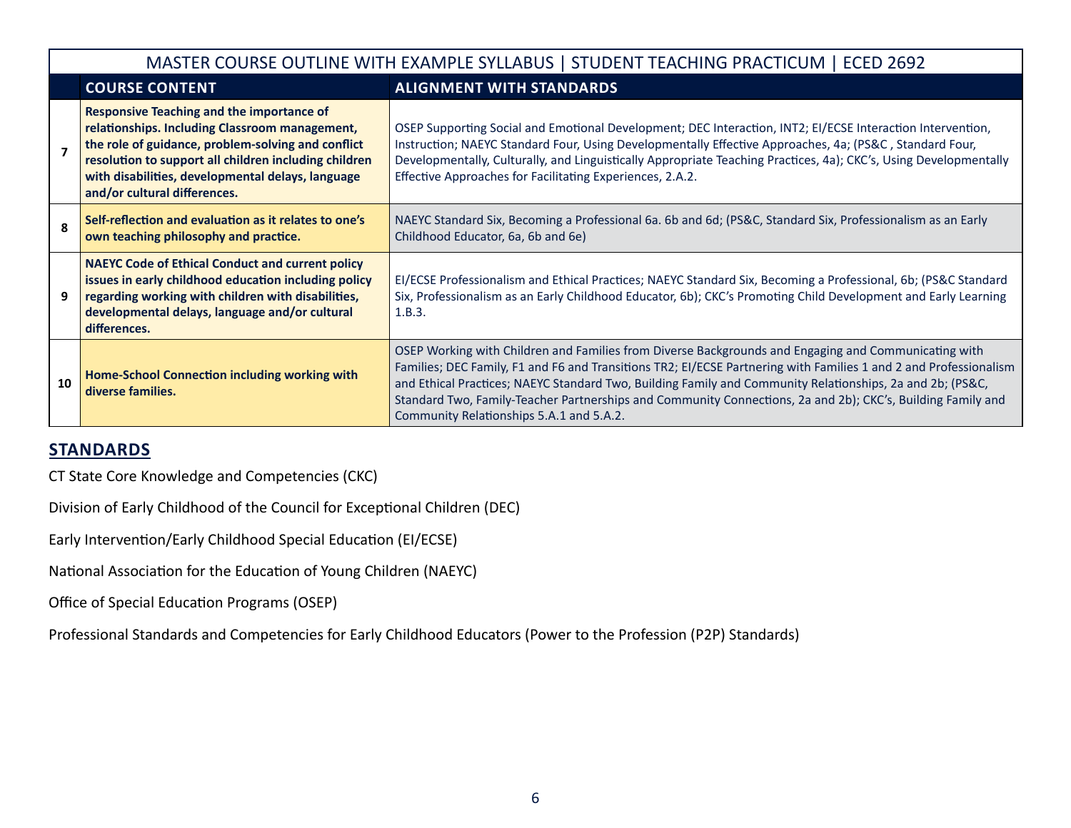| MASTER COURSE OUTLINE WITH EXAMPLE SYLLABUS \| STUDENT TEACHING PRACTICUM \| ECED 2692 | | |
|---|---|---|
| | **COURSE CONTENT** | **ALIGNMENT WITH STANDARDS** |
| **7** | **Responsive Teaching and the importance of relationships. Including Classroom management, the role of guidance, problem-solving and conflict resolution to support all children including children with disabilities, developmental delays, language and/or cultural differences.** | OSEP Supporting Social and Emotional Development; DEC Interaction, INT2; EI/ECSE Interaction Intervention, Instruction; NAEYC Standard Four, Using Developmentally Effective Approaches, 4a; (PS&C , Standard Four, Developmentally, Culturally, and Linguistically Appropriate Teaching Practices, 4a); CKC's, Using Developmentally Effective Approaches for Facilitating Experiences, 2.A.2. |
| **8** | **Self-reflection and evaluation as it relates to one's own teaching philosophy and practice.** | NAEYC Standard Six, Becoming a Professional 6a. 6b and 6d; (PS&C, Standard Six, Professionalism as an Early Childhood Educator, 6a, 6b and 6e) |
| **9** | **NAEYC Code of Ethical Conduct and current policy issues in early childhood education including policy regarding working with children with disabilities, developmental delays, language and/or cultural differences.** | EI/ECSE Professionalism and Ethical Practices; NAEYC Standard Six, Becoming a Professional, 6b; (PS&C Standard Six, Professionalism as an Early Childhood Educator, 6b); CKC's Promoting Child Development and Early Learning 1.B.3. |
| **10** | **Home-School Connection including working with diverse families.** | OSEP Working with Children and Families from Diverse Backgrounds and Engaging and Communicating with Families; DEC Family, F1 and F6 and Transitions TR2; EI/ECSE Partnering with Families 1 and 2 and Professionalism and Ethical Practices; NAEYC Standard Two, Building Family and Community Relationships, 2a and 2b; (PS&C, Standard Two, Family-Teacher Partnerships and Community Connections, 2a and 2b); CKC's, Building Family and Community Relationships 5.A.1 and 5.A.2. |

## STANDARDS

CT State Core Knowledge and Competencies (CKC)

Division of Early Childhood of the Council for Exceptional Children (DEC)

Early Intervention/Early Childhood Special Education (EI/ECSE)

National Association for the Education of Young Children (NAEYC)

Office of Special Education Programs (OSEP)

Professional Standards and Competencies for Early Childhood Educators (Power to the Profession (P2P) Standards)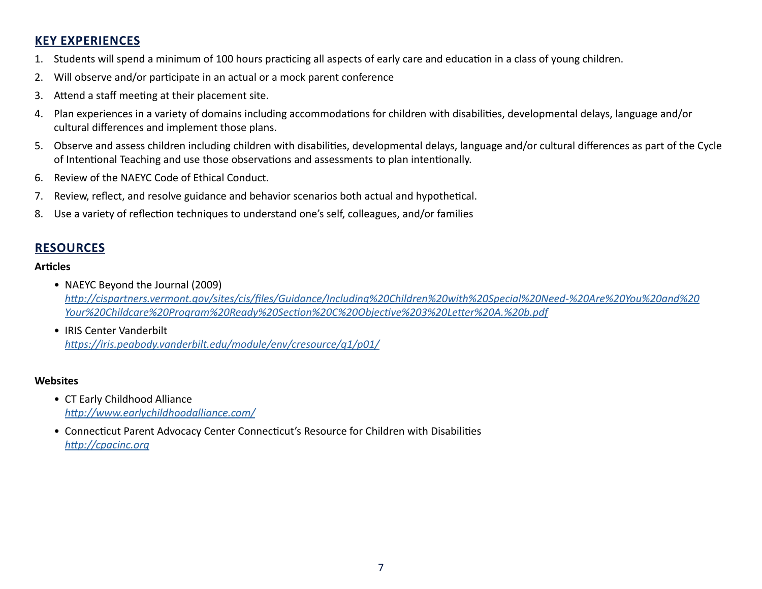## KEY EXPERIENCES

1. Students will spend a minimum of 100 hours practicing all aspects of early care and education in a class of young children.
2. Will observe and/or participate in an actual or a mock parent conference
3. Attend a staff meeting at their placement site.
4. Plan experiences in a variety of domains including accommodations for children with disabilities, developmental delays, language and/or cultural differences and implement those plans.
5. Observe and assess children including children with disabilities, developmental delays, language and/or cultural differences as part of the Cycle of Intentional Teaching and use those observations and assessments to plan intentionally.
6. Review of the NAEYC Code of Ethical Conduct.
7. Review, reflect, and resolve guidance and behavior scenarios both actual and hypothetical.
8. Use a variety of reflection techniques to understand one's self, colleagues, and/or families

## RESOURCES

**Articles**

- NAEYC Beyond the Journal (2009)
  *http://cispartners.vermont.gov/sites/cis/files/Guidance/Including%20Children%20with%20Special%20Need-%20Are%20You%20and%20Your%20Childcare%20Program%20Ready%20Section%20C%20Objective%203%20Letter%20A.%20b.pdf*
- IRIS Center Vanderbilt
  *https://iris.peabody.vanderbilt.edu/module/env/cresource/q1/p01/*

**Websites**

- CT Early Childhood Alliance
  *http://www.earlychildhoodalliance.com/*
- Connecticut Parent Advocacy Center Connecticut's Resource for Children with Disabilities
  *http://cpacinc.org*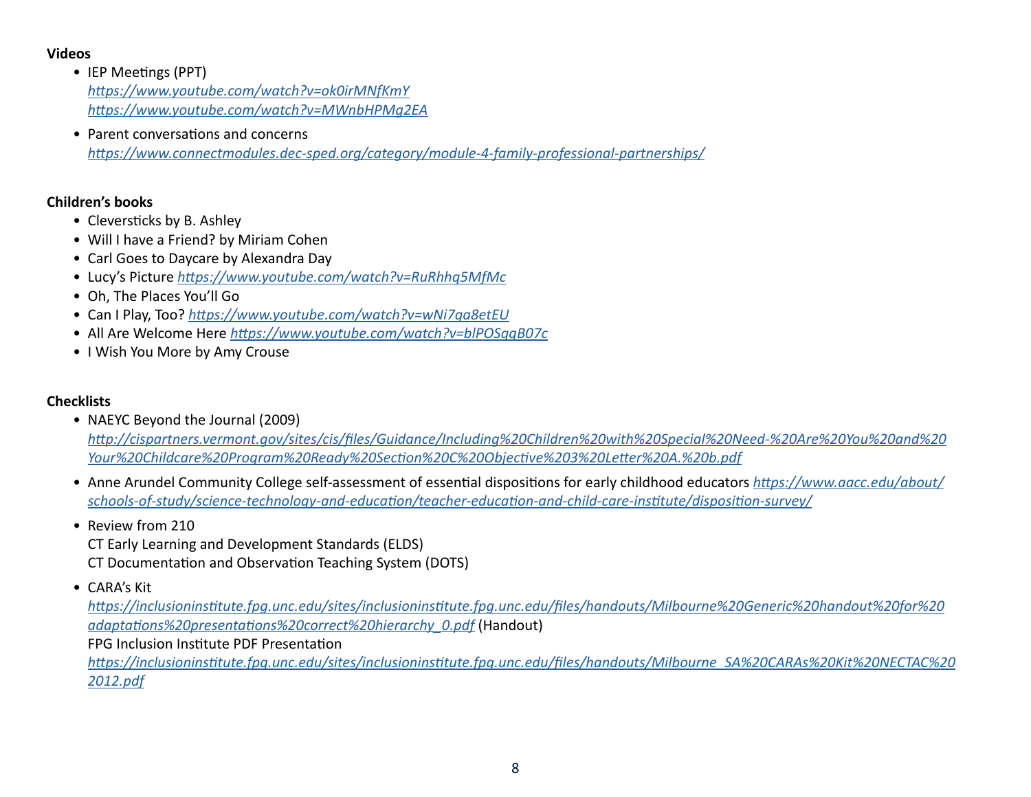**Videos**

- IEP Meetings (PPT)
  *https://www.youtube.com/watch?v=ok0irMNfKmY*
  *https://www.youtube.com/watch?v=MWnbHPMg2EA*
- Parent conversations and concerns
  *https://www.connectmodules.dec-sped.org/category/module-4-family-professional-partnerships/*

**Children's books**

- Cleversticks by B. Ashley
- Will I have a Friend? by Miriam Cohen
- Carl Goes to Daycare by Alexandra Day
- Lucy's Picture *https://www.youtube.com/watch?v=RuRhhq5MfMc*
- Oh, The Places You'll Go
- Can I Play, Too? *https://www.youtube.com/watch?v=wNi7qa8etEU*
- All Are Welcome Here *https://www.youtube.com/watch?v=blPOSqgB07c*
- I Wish You More by Amy Crouse

**Checklists**

- NAEYC Beyond the Journal (2009)
  *http://cispartners.vermont.gov/sites/cis/files/Guidance/Including%20Children%20with%20Special%20Need-%20Are%20You%20and%20Your%20Childcare%20Program%20Ready%20Section%20C%20Objective%203%20Letter%20A.%20b.pdf*
- Anne Arundel Community College self-assessment of essential dispositions for early childhood educators *https://www.aacc.edu/about/schools-of-study/science-technology-and-education/teacher-education-and-child-care-institute/disposition-survey/*
- Review from 210
  CT Early Learning and Development Standards (ELDS)
  CT Documentation and Observation Teaching System (DOTS)
- CARA's Kit
  *https://inclusioninstitute.fpg.unc.edu/sites/inclusioninstitute.fpg.unc.edu/files/handouts/Milbourne%20Generic%20handout%20for%20adaptations%20presentations%20correct%20hierarchy_0.pdf* (Handout)
  FPG Inclusion Institute PDF Presentation
  *https://inclusioninstitute.fpg.unc.edu/sites/inclusioninstitute.fpg.unc.edu/files/handouts/Milbourne_SA%20CARAs%20Kit%20NECTAC%202012.pdf*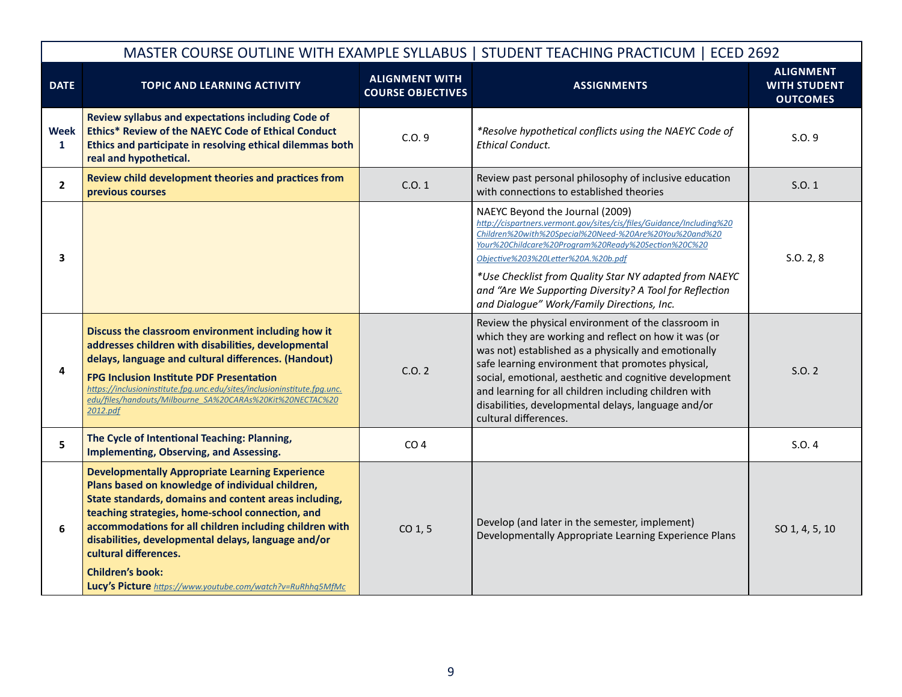| MASTER COURSE OUTLINE WITH EXAMPLE SYLLABUS \| STUDENT TEACHING PRACTICUM \| ECED 2692 | | | | |
|---|---|---|---|---|
| **DATE** | **TOPIC AND LEARNING ACTIVITY** | **ALIGNMENT WITH COURSE OBJECTIVES** | **ASSIGNMENTS** | **ALIGNMENT WITH STUDENT OUTCOMES** |
| **Week 1** | **Review syllabus and expectations including Code of Ethics* Review of the NAEYC Code of Ethical Conduct Ethics and participate in resolving ethical dilemmas both real and hypothetical.** | C.O. 9 | *\*Resolve hypothetical conflicts using the NAEYC Code of Ethical Conduct.* | S.O. 9 |
| **2** | **Review child development theories and practices from previous courses** | C.O. 1 | Review past personal philosophy of inclusive education with connections to established theories | S.O. 1 |
| **3** | | | NAEYC Beyond the Journal (2009) http://cispartners.vermont.gov/sites/cis/files/Guidance/Including%20Children%20with%20Special%20Need-%20Are%20You%20and%20Your%20Childcare%20Program%20Ready%20Section%20C%20Objective%203%20Letter%20A.%20b.pdf<br>*\*Use Checklist from Quality Star NY adapted from NAEYC and "Are We Supporting Diversity? A Tool for Reflection and Dialogue" Work/Family Directions, Inc.* | S.O. 2, 8 |
| **4** | **Discuss the classroom environment including how it addresses children with disabilities, developmental delays, language and cultural differences. (Handout)**<br>**FPG Inclusion Institute PDF Presentation** https://inclusioninstitute.fpg.unc.edu/sites/inclusioninstitute.fpg.unc.edu/files/handouts/Milbourne_SA%20CARAs%20Kit%20NECTAC%202012.pdf | C.O. 2 | Review the physical environment of the classroom in which they are working and reflect on how it was (or was not) established as a physically and emotionally safe learning environment that promotes physical, social, emotional, aesthetic and cognitive development and learning for all children including children with disabilities, developmental delays, language and/or cultural differences. | S.O. 2 |
| **5** | **The Cycle of Intentional Teaching: Planning, Implementing, Observing, and Assessing.** | CO 4 | | S.O. 4 |
| **6** | **Developmentally Appropriate Learning Experience Plans based on knowledge of individual children, State standards, domains and content areas including, teaching strategies, home-school connection, and accommodations for all children including children with disabilities, developmental delays, language and/or cultural differences.**<br>**Children's book: Lucy's Picture** https://www.youtube.com/watch?v=RuRhhq5MfMc | CO 1, 5 | Develop (and later in the semester, implement) Developmentally Appropriate Learning Experience Plans | SO 1, 4, 5, 10 |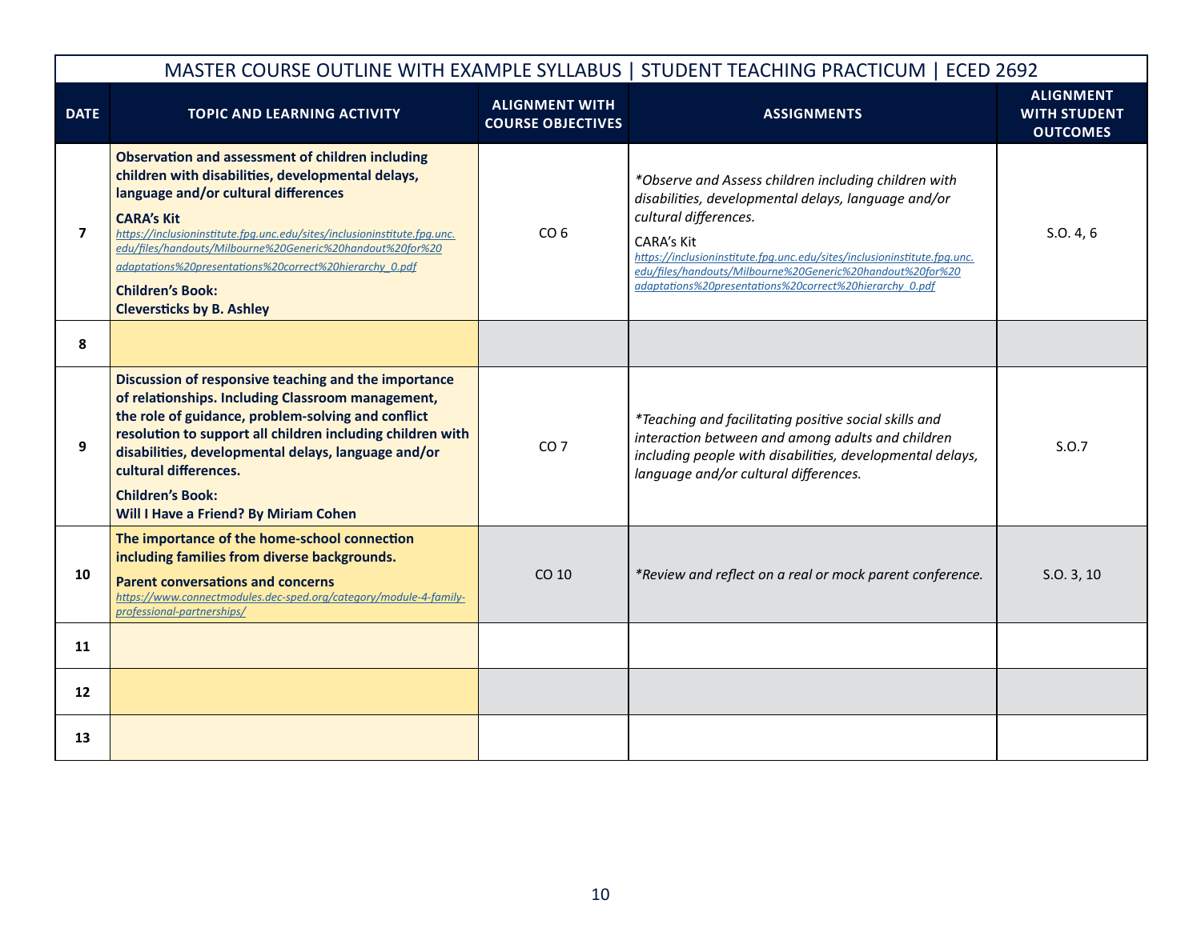| MASTER COURSE OUTLINE WITH EXAMPLE SYLLABUS \| STUDENT TEACHING PRACTICUM \| ECED 2692 | | | | |
|---|---|---|---|---|
| **DATE** | **TOPIC AND LEARNING ACTIVITY** | **ALIGNMENT WITH COURSE OBJECTIVES** | **ASSIGNMENTS** | **ALIGNMENT WITH STUDENT OUTCOMES** |
| 7 | **Observation and assessment of children including children with disabilities, developmental delays, language and/or cultural differences**<br>**CARA's Kit**<br>https://inclusioninstitute.fpg.unc.edu/sites/inclusioninstitute.fpg.unc.edu/files/handouts/Milbourne%20Generic%20handout%20for%20adaptations%20presentations%20correct%20hierarchy_0.pdf<br>**Children's Book:**<br>**Cleversticks by B. Ashley** | CO 6 | *\*Observe and Assess children including children with disabilities, developmental delays, language and/or cultural differences.*<br>CARA's Kit<br>https://inclusioninstitute.fpg.unc.edu/sites/inclusioninstitute.fpg.unc.edu/files/handouts/Milbourne%20Generic%20handout%20for%20adaptations%20presentations%20correct%20hierarchy_0.pdf | S.O. 4, 6 |
| 8 | | | | |
| 9 | **Discussion of responsive teaching and the importance of relationships. Including Classroom management, the role of guidance, problem-solving and conflict resolution to support all children including children with disabilities, developmental delays, language and/or cultural differences.**<br>**Children's Book:**<br>**Will I Have a Friend? By Miriam Cohen** | CO 7 | *\*Teaching and facilitating positive social skills and interaction between and among adults and children including people with disabilities, developmental delays, language and/or cultural differences.* | S.O.7 |
| 10 | **The importance of the home-school connection including families from diverse backgrounds.**<br>**Parent conversations and concerns**<br>https://www.connectmodules.dec-sped.org/category/module-4-family-professional-partnerships/ | CO 10 | *\*Review and reflect on a real or mock parent conference.* | S.O. 3, 10 |
| 11 | | | | |
| 12 | | | | |
| 13 | | | | |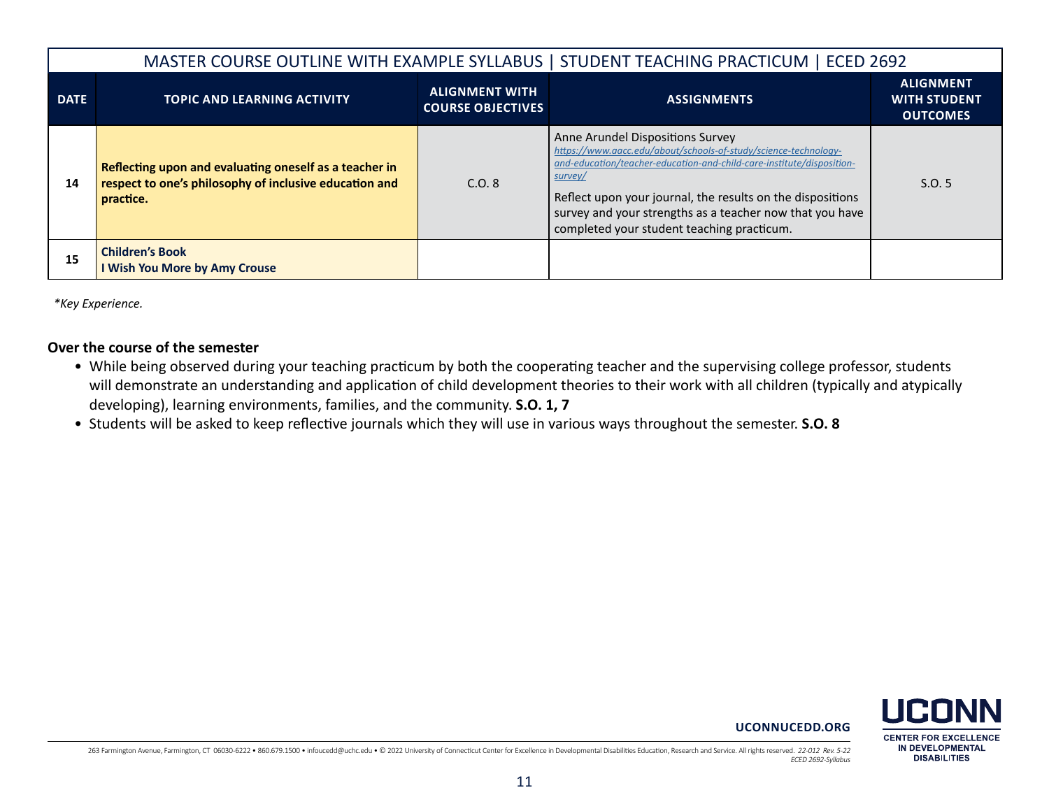| MASTER COURSE OUTLINE WITH EXAMPLE SYLLABUS \| STUDENT TEACHING PRACTICUM \| ECED 2692 | | | | |
|---|---|---|---|---|
| **DATE** | **TOPIC AND LEARNING ACTIVITY** | **ALIGNMENT WITH COURSE OBJECTIVES** | **ASSIGNMENTS** | **ALIGNMENT WITH STUDENT OUTCOMES** |
| 14 | **Reflecting upon and evaluating oneself as a teacher in respect to one's philosophy of inclusive education and practice.** | C.O. 8 | Anne Arundel Dispositions Survey *https://www.aacc.edu/about/schools-of-study/science-technology-and-education/teacher-education-and-child-care-institute/disposition-survey/*<br>Reflect upon your journal, the results on the dispositions survey and your strengths as a teacher now that you have completed your student teaching practicum. | S.O. 5 |
| 15 | **Children's Book**<br>**I Wish You More by Amy Crouse** | | | |

*\*Key Experience.*

**Over the course of the semester**

- While being observed during your teaching practicum by both the cooperating teacher and the supervising college professor, students will demonstrate an understanding and application of child development theories to their work with all children (typically and atypically developing), learning environments, families, and the community. **S.O. 1, 7**
- Students will be asked to keep reflective journals which they will use in various ways throughout the semester. **S.O. 8**